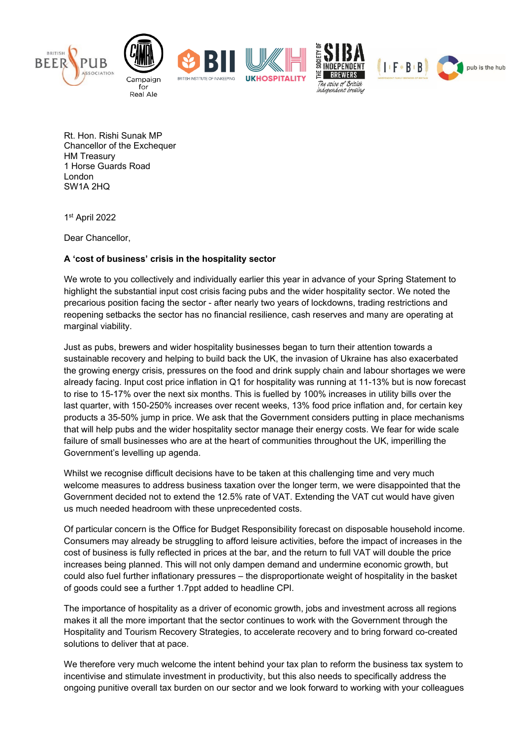Rt. Hon. Rishi Sunak MP
Chancellor of the Exchequer
HM Treasury
1 Horse Guards Road
London
SW1A 2HQ

1st April 2022

Dear Chancellor,

**A 'cost of business' crisis in the hospitality sector**

We wrote to you collectively and individually earlier this year in advance of your Spring Statement to highlight the substantial input cost crisis facing pubs and the wider hospitality sector. We noted the precarious position facing the sector - after nearly two years of lockdowns, trading restrictions and reopening setbacks the sector has no financial resilience, cash reserves and many are operating at marginal viability.

Just as pubs, brewers and wider hospitality businesses began to turn their attention towards a sustainable recovery and helping to build back the UK, the invasion of Ukraine has also exacerbated the growing energy crisis, pressures on the food and drink supply chain and labour shortages we were already facing. Input cost price inflation in Q1 for hospitality was running at 11-13% but is now forecast to rise to 15-17% over the next six months. This is fuelled by 100% increases in utility bills over the last quarter, with 150-250% increases over recent weeks, 13% food price inflation and, for certain key products a 35-50% jump in price. We ask that the Government considers putting in place mechanisms that will help pubs and the wider hospitality sector manage their energy costs. We fear for wide scale failure of small businesses who are at the heart of communities throughout the UK, imperilling the Government's levelling up agenda.

Whilst we recognise difficult decisions have to be taken at this challenging time and very much welcome measures to address business taxation over the longer term, we were disappointed that the Government decided not to extend the 12.5% rate of VAT. Extending the VAT cut would have given us much needed headroom with these unprecedented costs.

Of particular concern is the Office for Budget Responsibility forecast on disposable household income. Consumers may already be struggling to afford leisure activities, before the impact of increases in the cost of business is fully reflected in prices at the bar, and the return to full VAT will double the price increases being planned. This will not only dampen demand and undermine economic growth, but could also fuel further inflationary pressures – the disproportionate weight of hospitality in the basket of goods could see a further 1.7ppt added to headline CPI.

The importance of hospitality as a driver of economic growth, jobs and investment across all regions makes it all the more important that the sector continues to work with the Government through the Hospitality and Tourism Recovery Strategies, to accelerate recovery and to bring forward co-created solutions to deliver that at pace.

We therefore very much welcome the intent behind your tax plan to reform the business tax system to incentivise and stimulate investment in productivity, but this also needs to specifically address the ongoing punitive overall tax burden on our sector and we look forward to working with your colleagues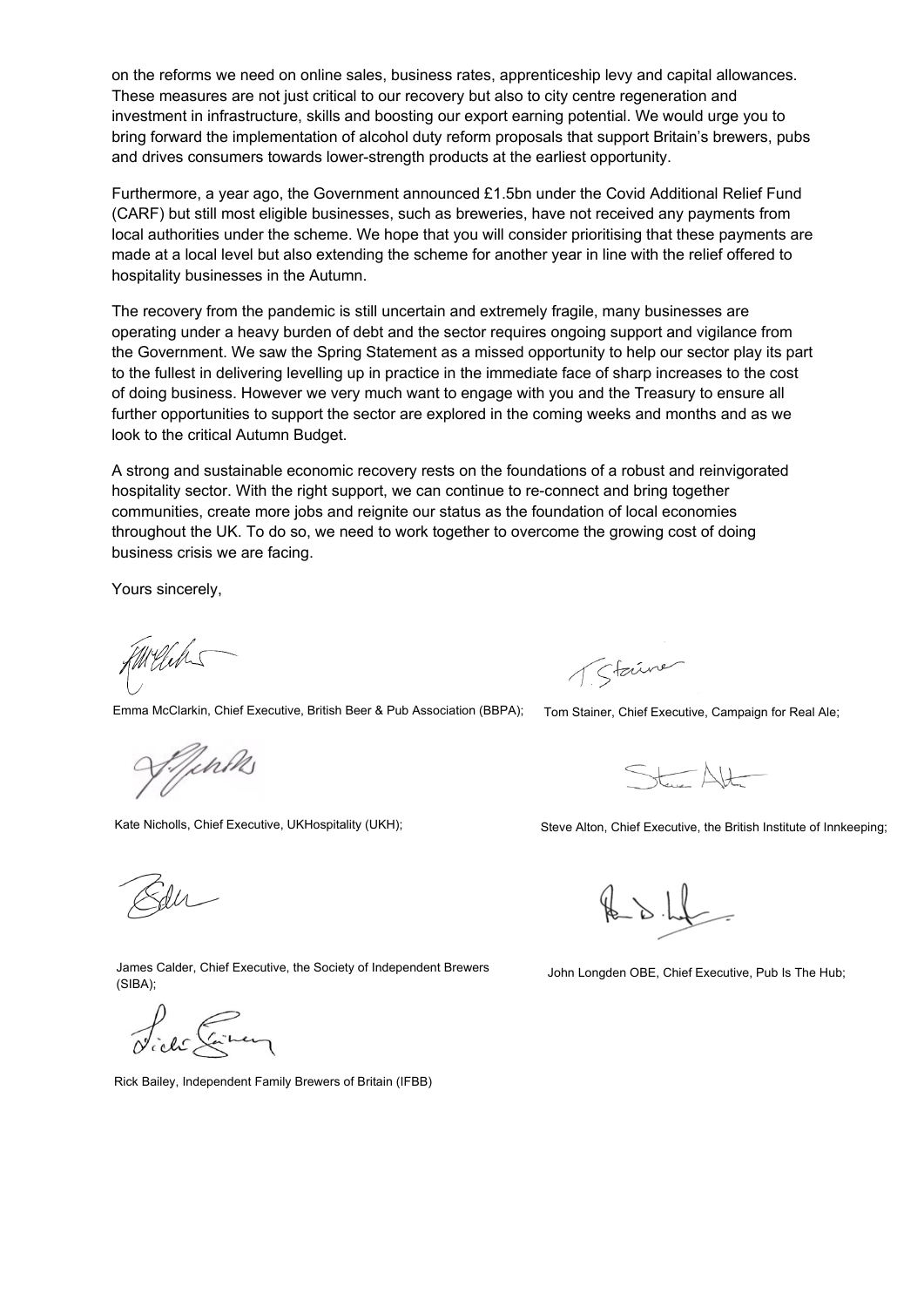on the reforms we need on online sales, business rates, apprenticeship levy and capital allowances. These measures are not just critical to our recovery but also to city centre regeneration and investment in infrastructure, skills and boosting our export earning potential. We would urge you to bring forward the implementation of alcohol duty reform proposals that support Britain's brewers, pubs and drives consumers towards lower-strength products at the earliest opportunity.

Furthermore, a year ago, the Government announced £1.5bn under the Covid Additional Relief Fund (CARF) but still most eligible businesses, such as breweries, have not received any payments from local authorities under the scheme. We hope that you will consider prioritising that these payments are made at a local level but also extending the scheme for another year in line with the relief offered to hospitality businesses in the Autumn.

The recovery from the pandemic is still uncertain and extremely fragile, many businesses are operating under a heavy burden of debt and the sector requires ongoing support and vigilance from the Government. We saw the Spring Statement as a missed opportunity to help our sector play its part to the fullest in delivering levelling up in practice in the immediate face of sharp increases to the cost of doing business. However we very much want to engage with you and the Treasury to ensure all further opportunities to support the sector are explored in the coming weeks and months and as we look to the critical Autumn Budget.

A strong and sustainable economic recovery rests on the foundations of a robust and reinvigorated hospitality sector. With the right support, we can continue to re-connect and bring together communities, create more jobs and reignite our status as the foundation of local economies throughout the UK. To do so, we need to work together to overcome the growing cost of doing business crisis we are facing.

Yours sincerely,

Emma McClarkin, Chief Executive, British Beer & Pub Association (BBPA);

Tom Stainer, Chief Executive, Campaign for Real Ale;

Kate Nicholls, Chief Executive, UKHospitality (UKH);

Steve Alton, Chief Executive, the British Institute of Innkeeping;

James Calder, Chief Executive, the Society of Independent Brewers (SIBA);

John Longden OBE, Chief Executive, Pub Is The Hub;

Rick Bailey, Independent Family Brewers of Britain (IFBB)